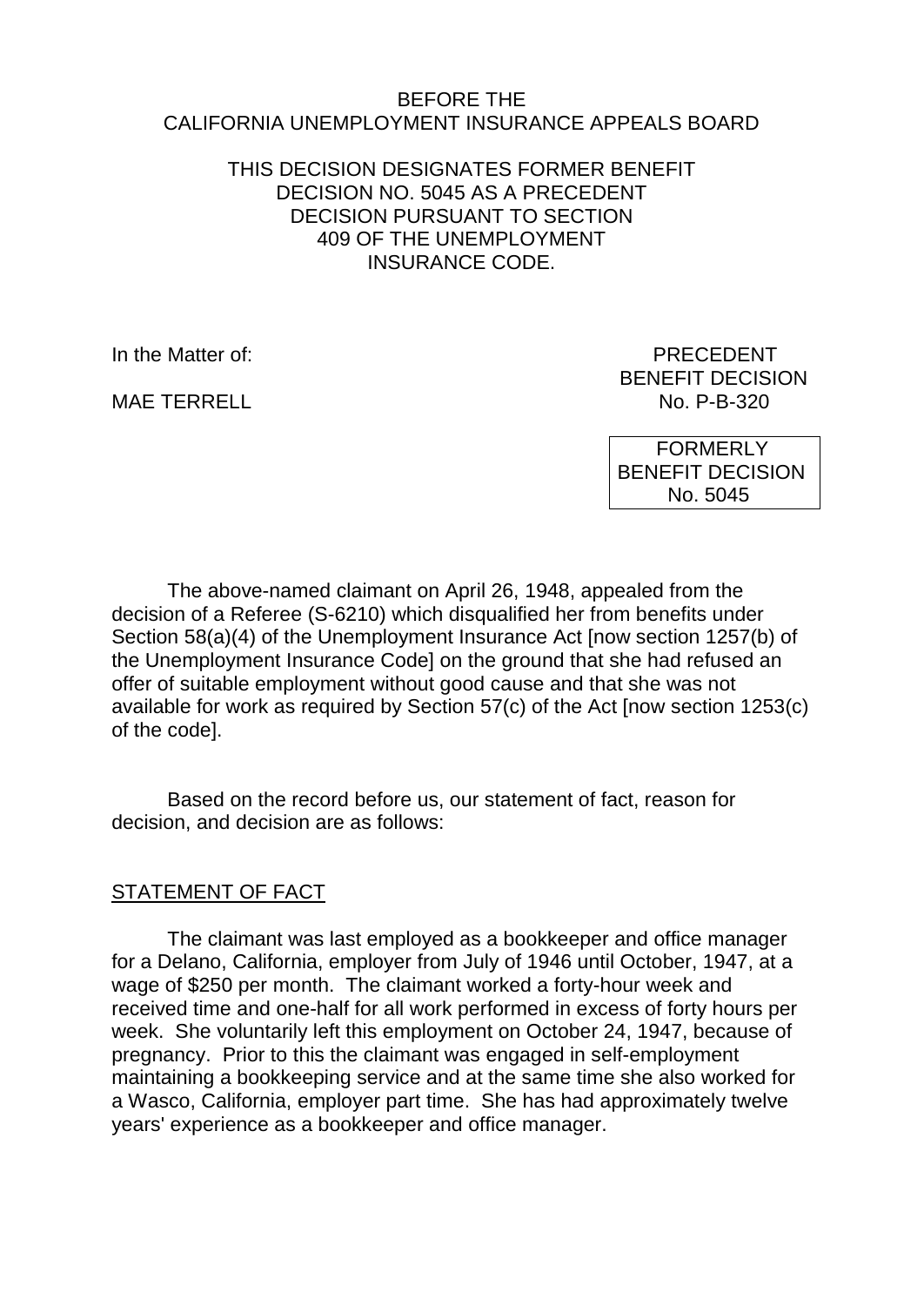BEFORE THE
CALIFORNIA UNEMPLOYMENT INSURANCE APPEALS BOARD

THIS DECISION DESIGNATES FORMER BENEFIT DECISION NO. 5045 AS A PRECEDENT DECISION PURSUANT TO SECTION 409 OF THE UNEMPLOYMENT INSURANCE CODE.

In the Matter of:

MAE TERRELL

PRECEDENT
BENEFIT DECISION
No. P-B-320

FORMERLY
BENEFIT DECISION
No. 5045

The above-named claimant on April 26, 1948, appealed from the decision of a Referee (S-6210) which disqualified her from benefits under Section 58(a)(4) of the Unemployment Insurance Act [now section 1257(b) of the Unemployment Insurance Code] on the ground that she had refused an offer of suitable employment without good cause and that she was not available for work as required by Section 57(c) of the Act [now section 1253(c) of the code].

Based on the record before us, our statement of fact, reason for decision, and decision are as follows:

## STATEMENT OF FACT

The claimant was last employed as a bookkeeper and office manager for a Delano, California, employer from July of 1946 until October, 1947, at a wage of $250 per month. The claimant worked a forty-hour week and received time and one-half for all work performed in excess of forty hours per week. She voluntarily left this employment on October 24, 1947, because of pregnancy. Prior to this the claimant was engaged in self-employment maintaining a bookkeeping service and at the same time she also worked for a Wasco, California, employer part time. She has had approximately twelve years' experience as a bookkeeper and office manager.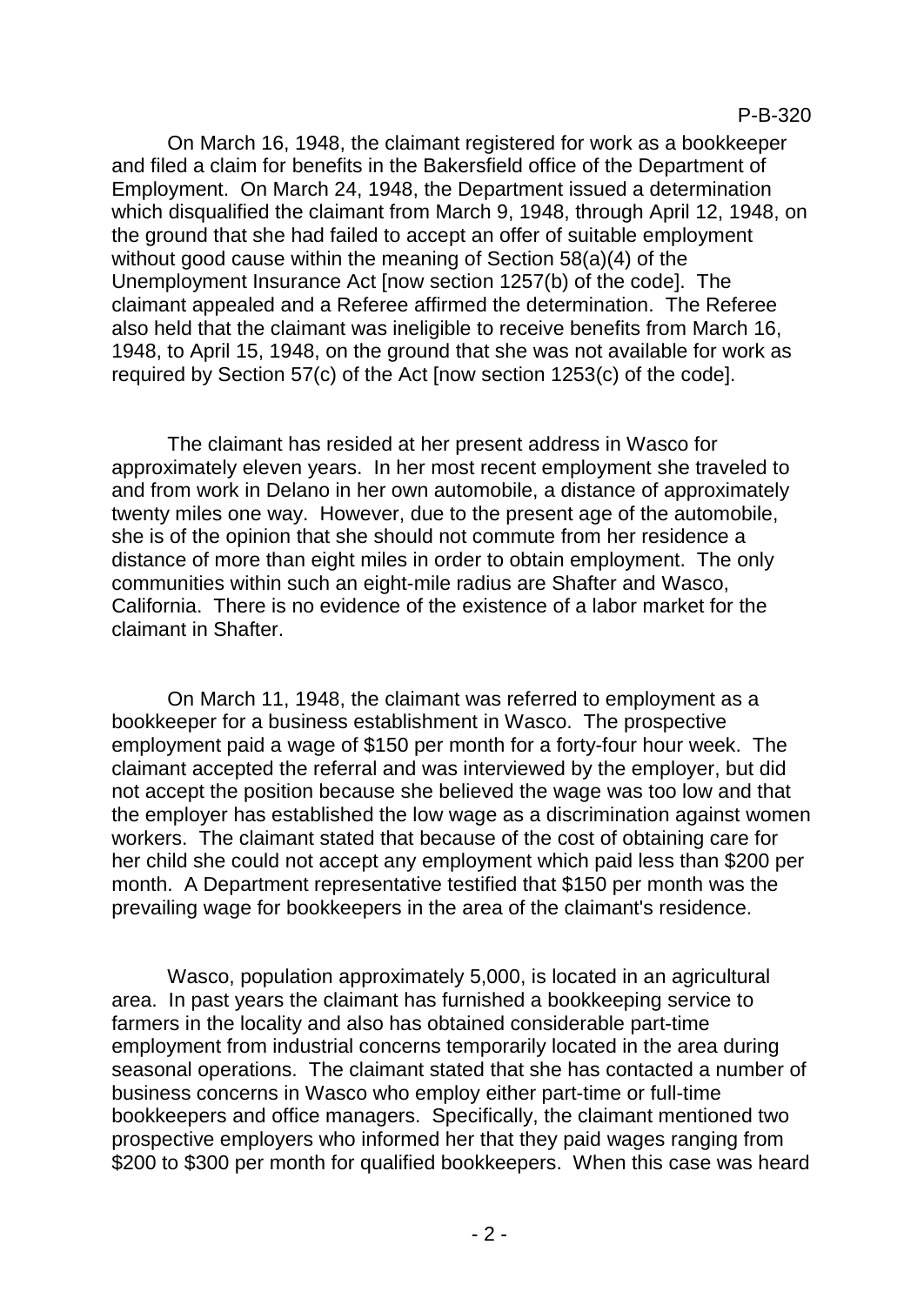On March 16, 1948, the claimant registered for work as a bookkeeper and filed a claim for benefits in the Bakersfield office of the Department of Employment. On March 24, 1948, the Department issued a determination which disqualified the claimant from March 9, 1948, through April 12, 1948, on the ground that she had failed to accept an offer of suitable employment without good cause within the meaning of Section 58(a)(4) of the Unemployment Insurance Act [now section 1257(b) of the code]. The claimant appealed and a Referee affirmed the determination. The Referee also held that the claimant was ineligible to receive benefits from March 16, 1948, to April 15, 1948, on the ground that she was not available for work as required by Section 57(c) of the Act [now section 1253(c) of the code].

The claimant has resided at her present address in Wasco for approximately eleven years. In her most recent employment she traveled to and from work in Delano in her own automobile, a distance of approximately twenty miles one way. However, due to the present age of the automobile, she is of the opinion that she should not commute from her residence a distance of more than eight miles in order to obtain employment. The only communities within such an eight-mile radius are Shafter and Wasco, California. There is no evidence of the existence of a labor market for the claimant in Shafter.

On March 11, 1948, the claimant was referred to employment as a bookkeeper for a business establishment in Wasco. The prospective employment paid a wage of $150 per month for a forty-four hour week. The claimant accepted the referral and was interviewed by the employer, but did not accept the position because she believed the wage was too low and that the employer has established the low wage as a discrimination against women workers. The claimant stated that because of the cost of obtaining care for her child she could not accept any employment which paid less than $200 per month. A Department representative testified that $150 per month was the prevailing wage for bookkeepers in the area of the claimant's residence.

Wasco, population approximately 5,000, is located in an agricultural area. In past years the claimant has furnished a bookkeeping service to farmers in the locality and also has obtained considerable part-time employment from industrial concerns temporarily located in the area during seasonal operations. The claimant stated that she has contacted a number of business concerns in Wasco who employ either part-time or full-time bookkeepers and office managers. Specifically, the claimant mentioned two prospective employers who informed her that they paid wages ranging from $200 to $300 per month for qualified bookkeepers. When this case was heard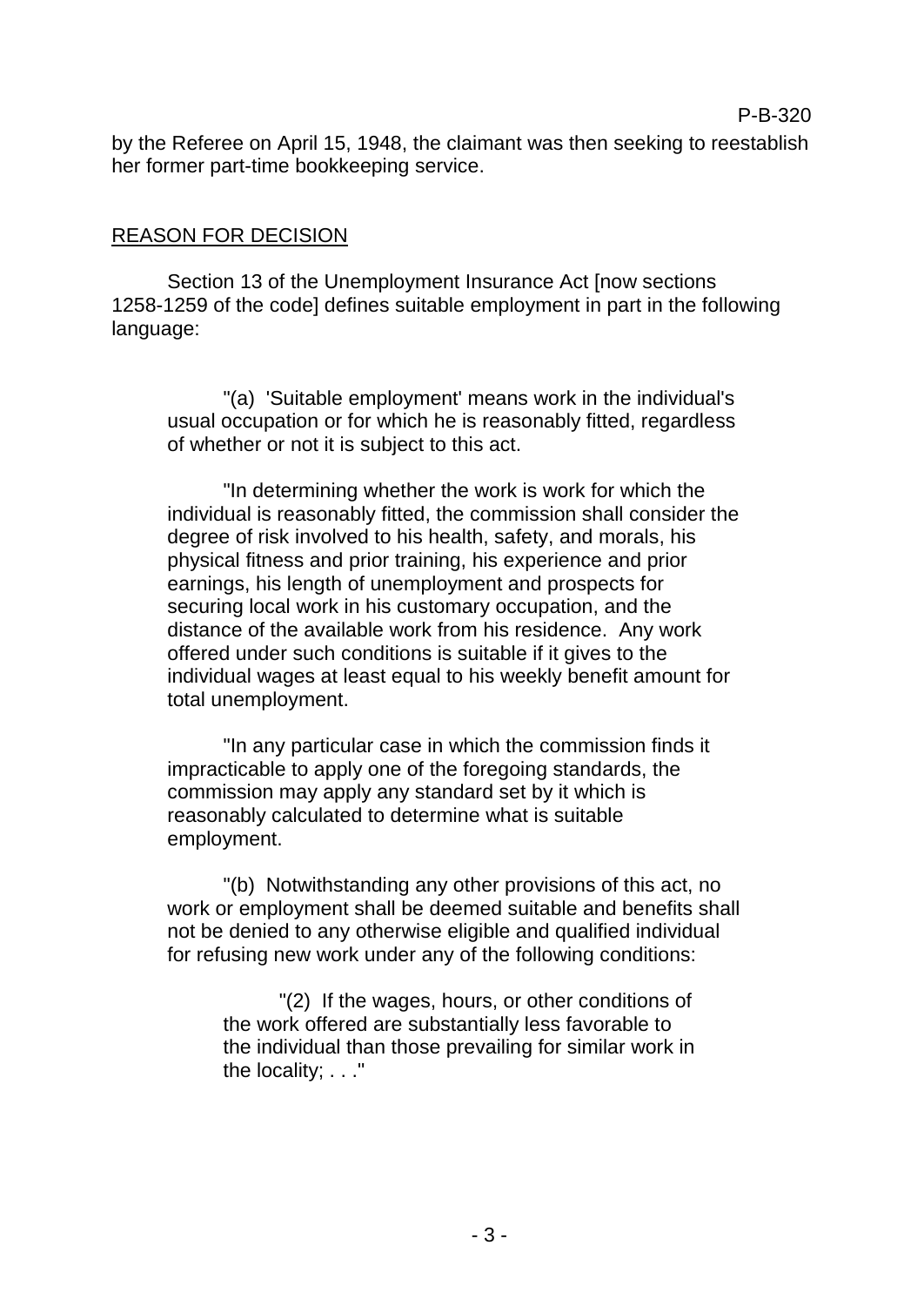by the Referee on April 15, 1948, the claimant was then seeking to reestablish her former part-time bookkeeping service.

## REASON FOR DECISION

Section 13 of the Unemployment Insurance Act [now sections 1258-1259 of the code] defines suitable employment in part in the following language:

> "(a) 'Suitable employment' means work in the individual's usual occupation or for which he is reasonably fitted, regardless of whether or not it is subject to this act.
>
> "In determining whether the work is work for which the individual is reasonably fitted, the commission shall consider the degree of risk involved to his health, safety, and morals, his physical fitness and prior training, his experience and prior earnings, his length of unemployment and prospects for securing local work in his customary occupation, and the distance of the available work from his residence. Any work offered under such conditions is suitable if it gives to the individual wages at least equal to his weekly benefit amount for total unemployment.
>
> "In any particular case in which the commission finds it impracticable to apply one of the foregoing standards, the commission may apply any standard set by it which is reasonably calculated to determine what is suitable employment.
>
> "(b) Notwithstanding any other provisions of this act, no work or employment shall be deemed suitable and benefits shall not be denied to any otherwise eligible and qualified individual for refusing new work under any of the following conditions:
>
> > "(2) If the wages, hours, or other conditions of the work offered are substantially less favorable to the individual than those prevailing for similar work in the locality; . . ."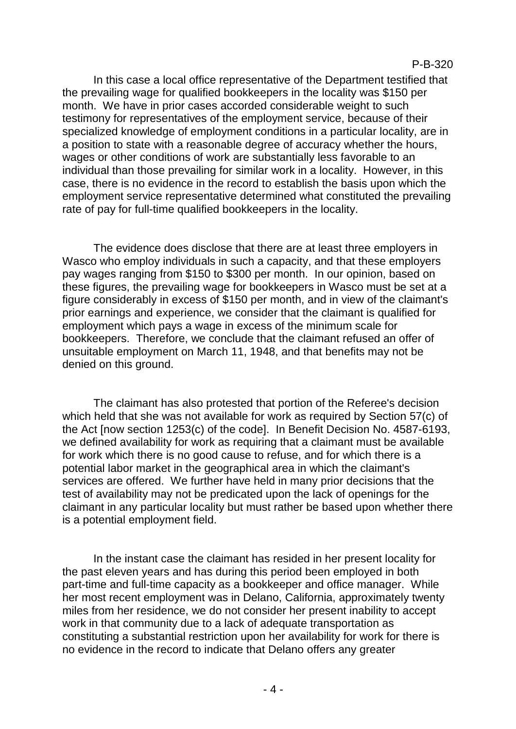In this case a local office representative of the Department testified that the prevailing wage for qualified bookkeepers in the locality was $150 per month. We have in prior cases accorded considerable weight to such testimony for representatives of the employment service, because of their specialized knowledge of employment conditions in a particular locality, are in a position to state with a reasonable degree of accuracy whether the hours, wages or other conditions of work are substantially less favorable to an individual than those prevailing for similar work in a locality. However, in this case, there is no evidence in the record to establish the basis upon which the employment service representative determined what constituted the prevailing rate of pay for full-time qualified bookkeepers in the locality.

The evidence does disclose that there are at least three employers in Wasco who employ individuals in such a capacity, and that these employers pay wages ranging from $150 to $300 per month. In our opinion, based on these figures, the prevailing wage for bookkeepers in Wasco must be set at a figure considerably in excess of $150 per month, and in view of the claimant's prior earnings and experience, we consider that the claimant is qualified for employment which pays a wage in excess of the minimum scale for bookkeepers. Therefore, we conclude that the claimant refused an offer of unsuitable employment on March 11, 1948, and that benefits may not be denied on this ground.

The claimant has also protested that portion of the Referee's decision which held that she was not available for work as required by Section 57(c) of the Act [now section 1253(c) of the code]. In Benefit Decision No. 4587-6193, we defined availability for work as requiring that a claimant must be available for work which there is no good cause to refuse, and for which there is a potential labor market in the geographical area in which the claimant's services are offered. We further have held in many prior decisions that the test of availability may not be predicated upon the lack of openings for the claimant in any particular locality but must rather be based upon whether there is a potential employment field.

In the instant case the claimant has resided in her present locality for the past eleven years and has during this period been employed in both part-time and full-time capacity as a bookkeeper and office manager. While her most recent employment was in Delano, California, approximately twenty miles from her residence, we do not consider her present inability to accept work in that community due to a lack of adequate transportation as constituting a substantial restriction upon her availability for work for there is no evidence in the record to indicate that Delano offers any greater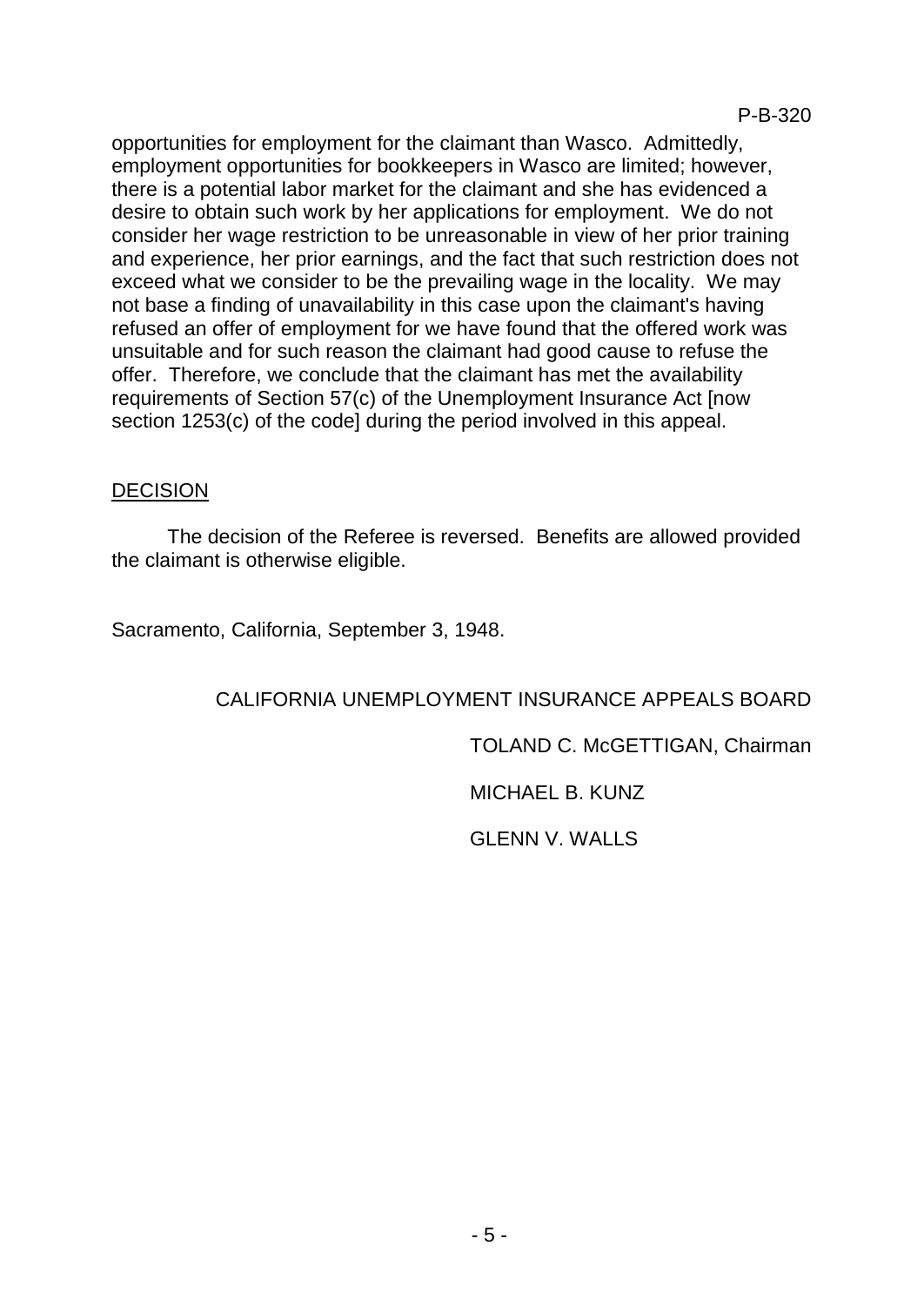opportunities for employment for the claimant than Wasco. Admittedly, employment opportunities for bookkeepers in Wasco are limited; however, there is a potential labor market for the claimant and she has evidenced a desire to obtain such work by her applications for employment. We do not consider her wage restriction to be unreasonable in view of her prior training and experience, her prior earnings, and the fact that such restriction does not exceed what we consider to be the prevailing wage in the locality. We may not base a finding of unavailability in this case upon the claimant's having refused an offer of employment for we have found that the offered work was unsuitable and for such reason the claimant had good cause to refuse the offer. Therefore, we conclude that the claimant has met the availability requirements of Section 57(c) of the Unemployment Insurance Act [now section 1253(c) of the code] during the period involved in this appeal.

## DECISION

The decision of the Referee is reversed. Benefits are allowed provided the claimant is otherwise eligible.

Sacramento, California, September 3, 1948.

CALIFORNIA UNEMPLOYMENT INSURANCE APPEALS BOARD

TOLAND C. McGETTIGAN, Chairman

MICHAEL B. KUNZ

GLENN V. WALLS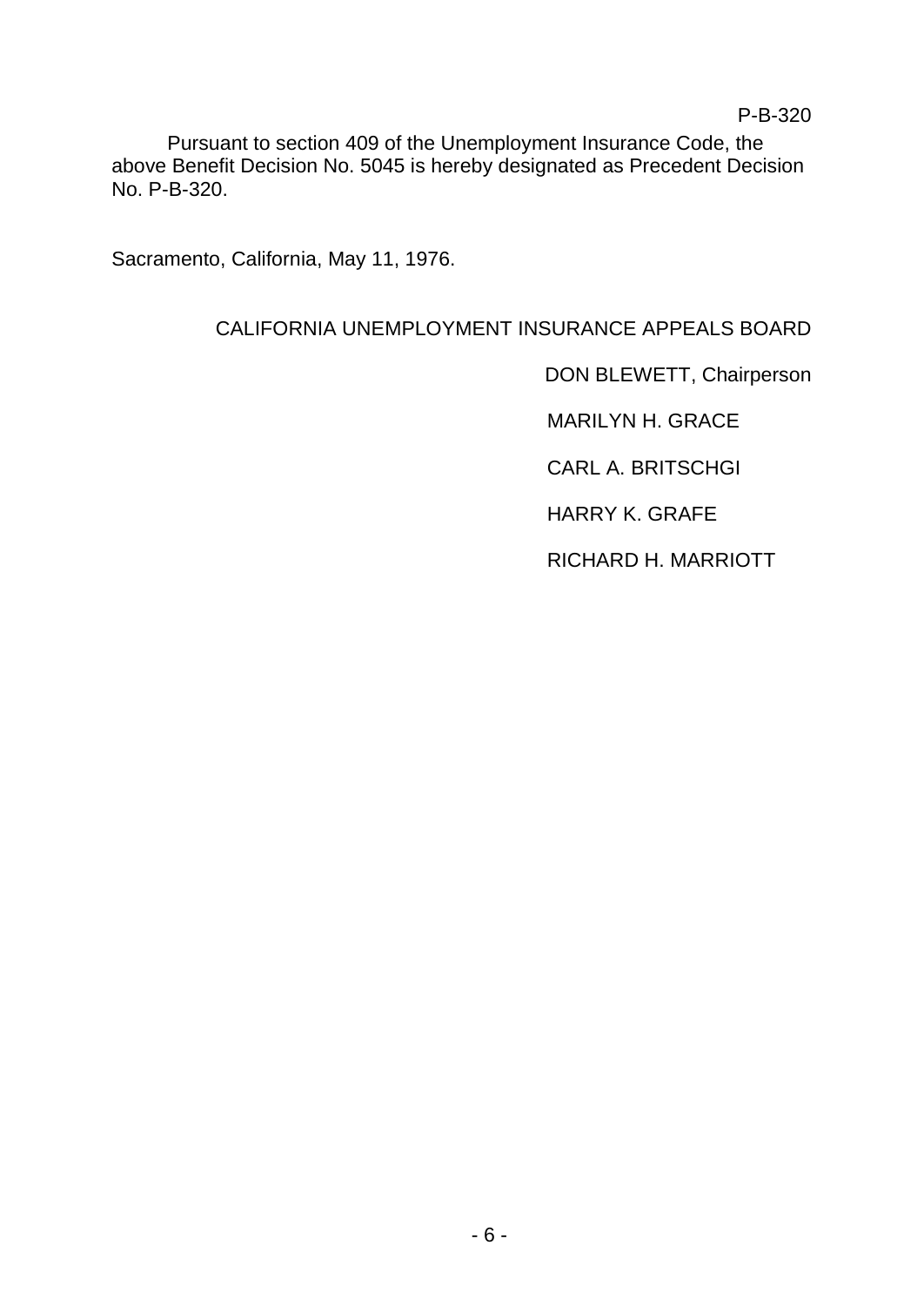P-B-320

Pursuant to section 409 of the Unemployment Insurance Code, the above Benefit Decision No. 5045 is hereby designated as Precedent Decision No. P-B-320.

Sacramento, California, May 11, 1976.

CALIFORNIA UNEMPLOYMENT INSURANCE APPEALS BOARD

DON BLEWETT, Chairperson

MARILYN H. GRACE

CARL A. BRITSCHGI

HARRY K. GRAFE

RICHARD H. MARRIOTT